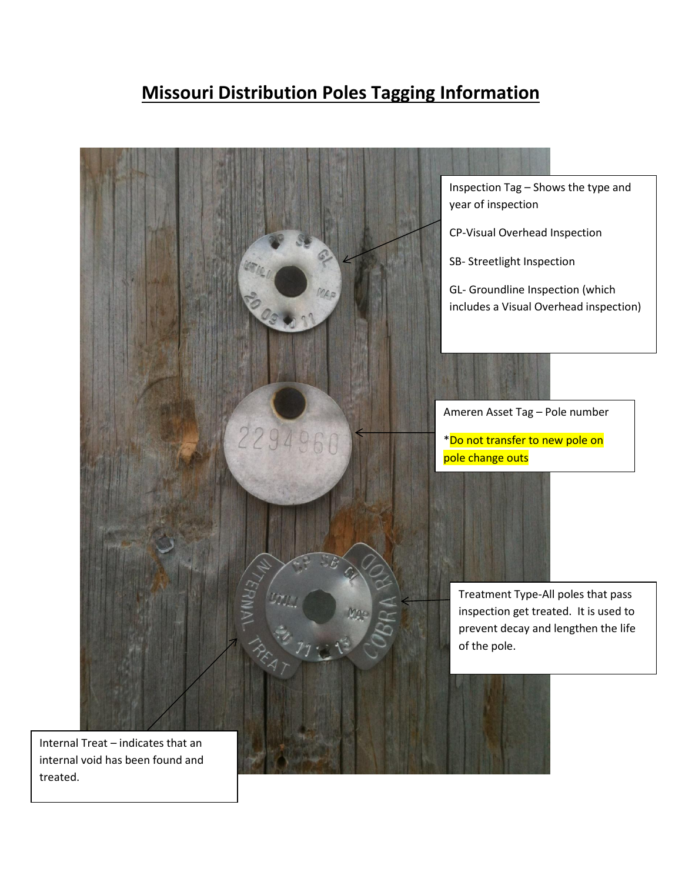# Missouri Distribution Poles Tagging Information

Inspection Tag – Shows the type and year of inspection

CP-Visual Overhead Inspection

SB- Streetlight Inspection

GL- Groundline Inspection (which includes a Visual Overhead inspection)

Ameren Asset Tag – Pole number

*Do not transfer to new pole on pole change outs

Treatment Type-All poles that pass inspection get treated. It is used to prevent decay and lengthen the life of the pole.

Internal Treat – indicates that an internal void has been found and treated.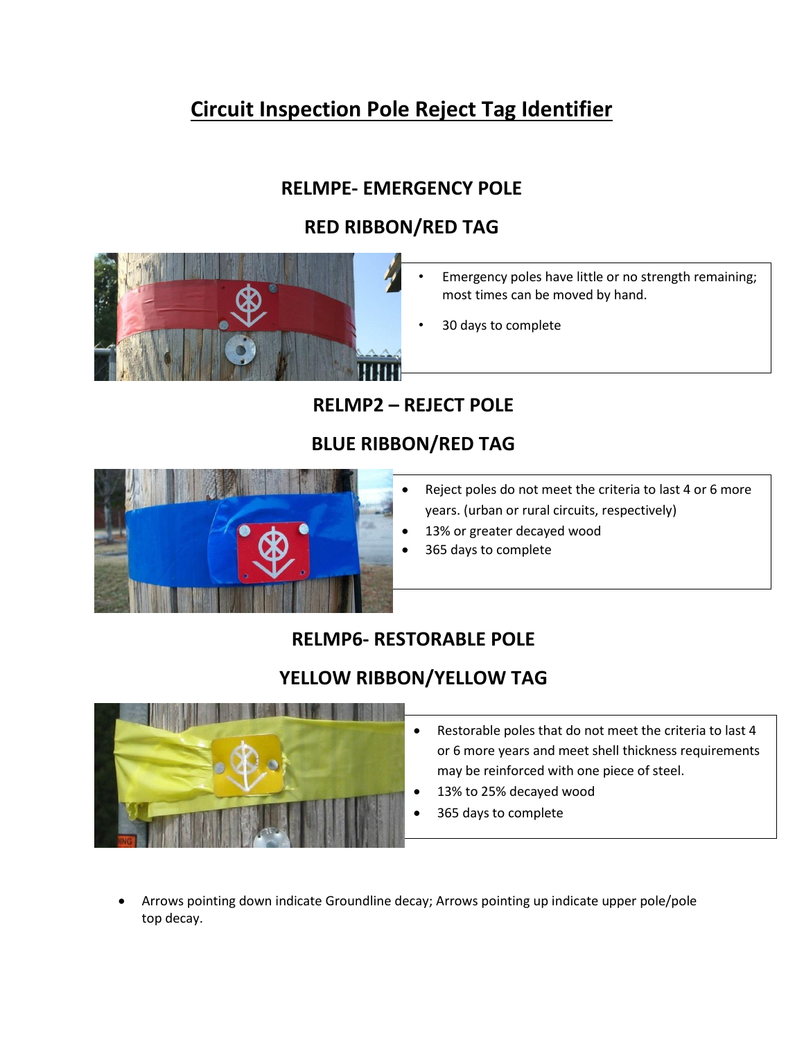# Circuit Inspection Pole Reject Tag Identifier

## RELMPE- EMERGENCY POLE

## RED RIBBON/RED TAG

- Emergency poles have little or no strength remaining; most times can be moved by hand.
- 30 days to complete

## RELMP2 – REJECT POLE

## BLUE RIBBON/RED TAG

- Reject poles do not meet the criteria to last 4 or 6 more years. (urban or rural circuits, respectively)
- 13% or greater decayed wood
- 365 days to complete

## RELMP6- RESTORABLE POLE

## YELLOW RIBBON/YELLOW TAG

- Restorable poles that do not meet the criteria to last 4 or 6 more years and meet shell thickness requirements may be reinforced with one piece of steel.
- 13% to 25% decayed wood
- 365 days to complete

- Arrows pointing down indicate Groundline decay; Arrows pointing up indicate upper pole/pole top decay.